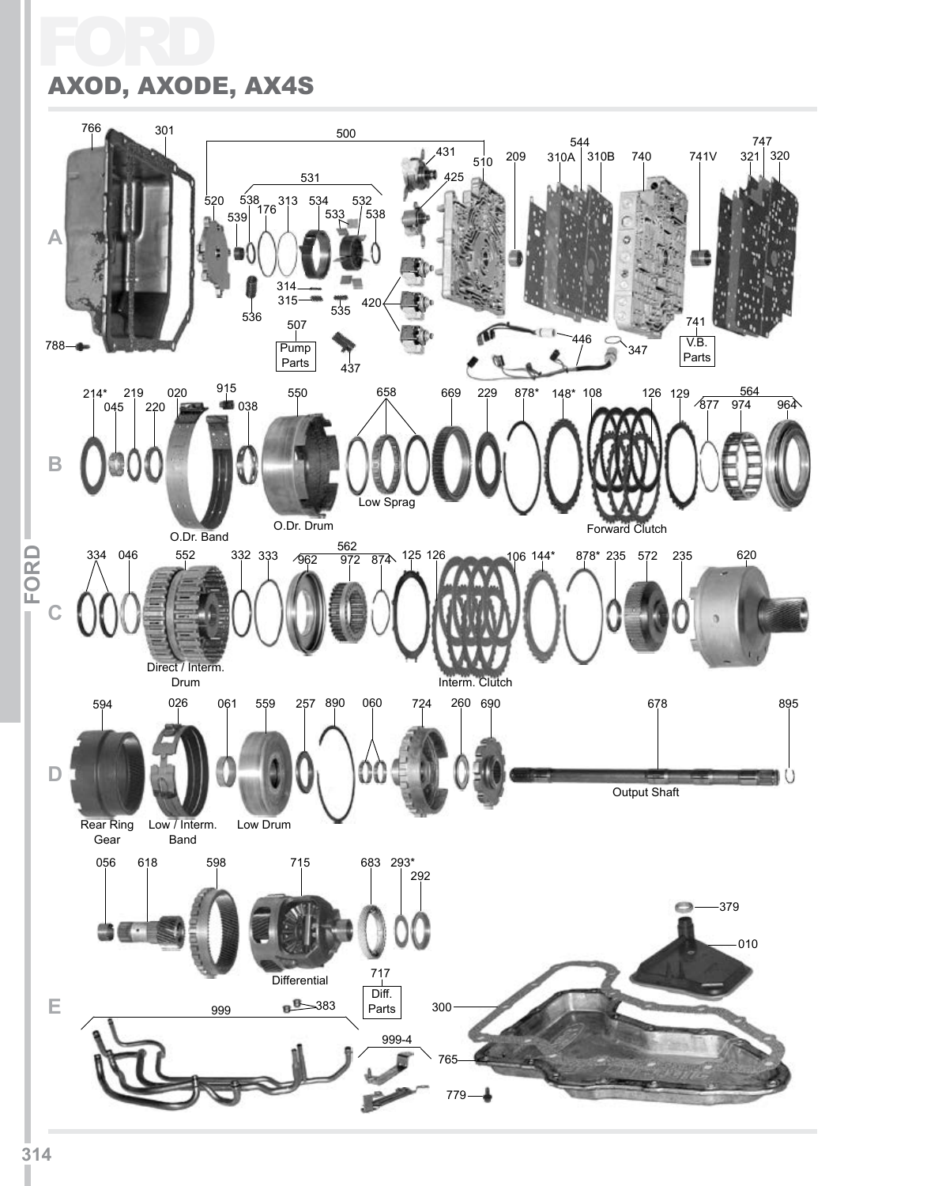# FORD

## AXOD, AXODE, AX4S

**A**

766 301 500 520 538 176 313 534 532 533 538 539 531 431 425 510 209 544 310A 310B 740 741V 747 321 320

314 315 536 535 420 507 Pump Parts 437 446 347 741 V.B. Parts 788

**B**

214* 045 219 220 020 915 038 550 658 669 229 878* 148* 108 126 129 564 877 974 964

O.Dr. Band O.Dr. Drum Low Sprag Forward Clutch

**C**

334 046 552 332 333 562 962 972 874 125 126 106 144* 878* 235 572 235 620

Direct / Interm. Drum Interm. Clutch

**D**

594 026 061 559 257 890 060 724 260 690 678 895

Rear Ring Gear Low / Interm. Band Low Drum Output Shaft

**E**

056 618 598 715 683 293* 292 379 010

Differential 717 Diff. Parts

999 383 999-4 300 765 779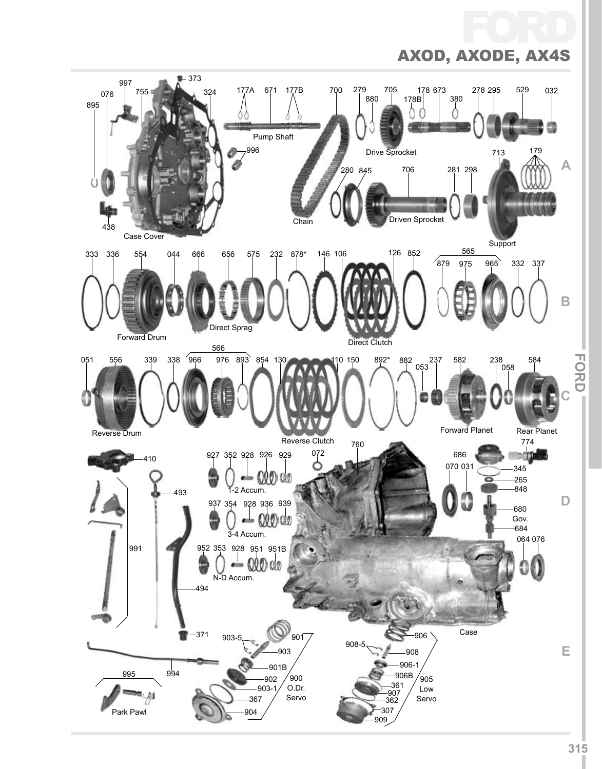# FORD

## AXOD, AXODE, AX4S

373
997
076
755
324
895
177A
671
177B
Pump Shaft
996
700
279
880
705
Drive Sprocket
178
178B
673
380
278
295
529
032
713
179
438
Case Cover
Chain
280
845
706
Driven Sprocket
281
298
Support

A

333
336
554
044
666
656
575
232
878*
146
106
126
852
565
879
975
965
332
337
Forward Drum
Direct Sprag
Direct Clutch

B

566
051
556
339
338
966
976
893
854
130
110
150
892*
882
053
237
582
238
058
584
Reverse Drum
Reverse Clutch
Forward Planet
Rear Planet

C

410
991
493
494
371
927
352
928
926
929
1-2 Accum.
072
937
354
928
936
939
3-4 Accum.
952
353
928
951
951B
N-D Accum.
760
774
686
070
031
345
265
848
680
Gov.
684
064
076
Case

D

995
Park Pawl
994
903-5
901
903
901B
902
903-1
367
904
900
O.Dr.
Servo
908-5
906
908
906-1
906B
361
907
362
307
909
905
Low
Servo

E